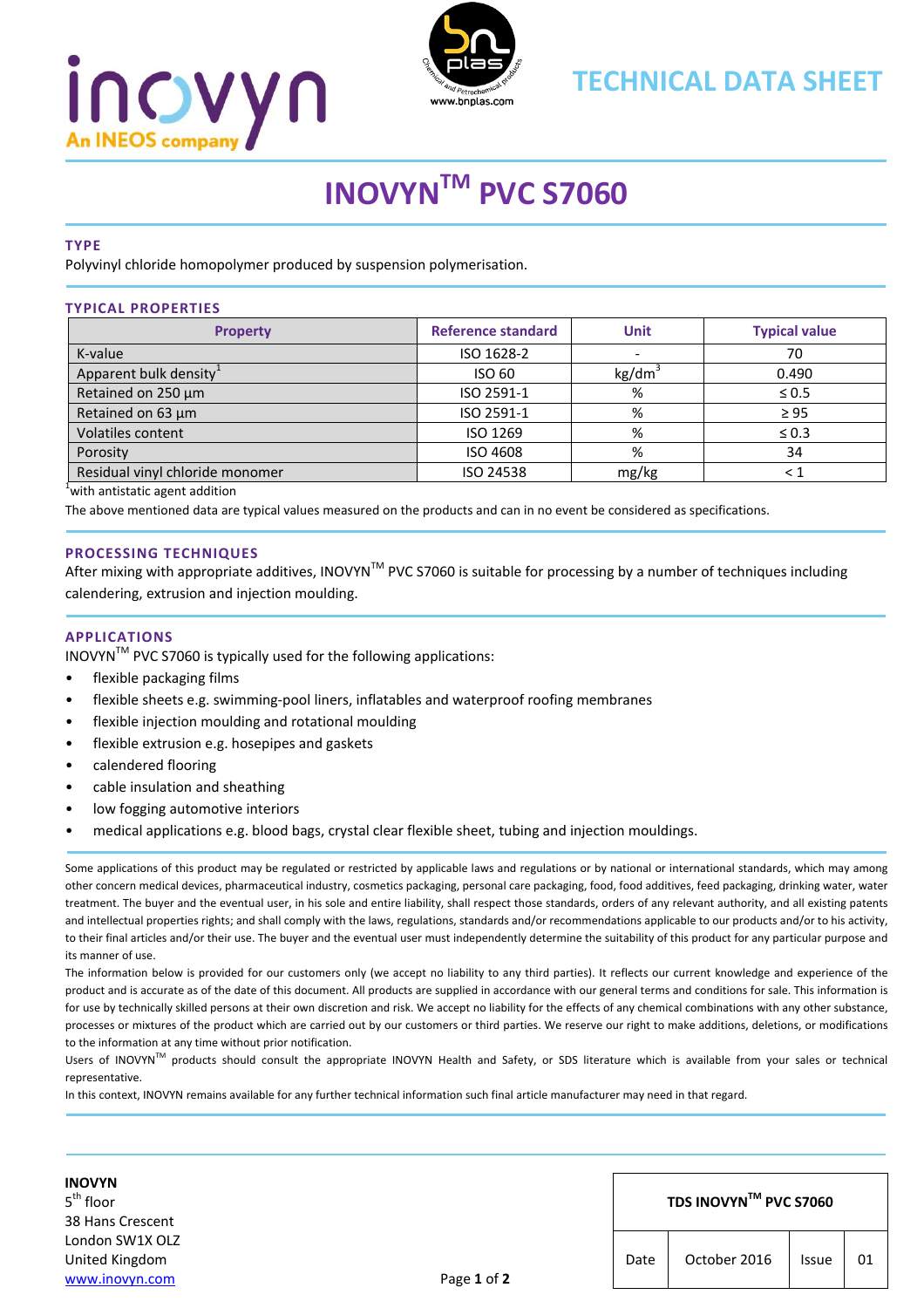inovyn
An INEOS company

bn plas
Chemical and Petrochemical products
www.bnplas.com

# TECHNICAL DATA SHEET

# INOVYN™ PVC S7060

### TYPE

Polyvinyl chloride homopolymer produced by suspension polymerisation.

### TYPICAL PROPERTIES

| Property | Reference standard | Unit | Typical value |
|---|---|---|---|
| K-value | ISO 1628-2 | - | 70 |
| Apparent bulk density[1] | ISO 60 | $kg/dm^3$ | 0.490 |
| Retained on 250 µm | ISO 2591-1 | % | ≤ 0.5 |
| Retained on 63 µm | ISO 2591-1 | % | ≥ 95 |
| Volatiles content | ISO 1269 | % | ≤ 0.3 |
| Porosity | ISO 4608 | % | 34 |
| Residual vinyl chloride monomer | ISO 24538 | mg/kg | < 1 |

[1]with antistatic agent addition

The above mentioned data are typical values measured on the products and can in no event be considered as specifications.

### PROCESSING TECHNIQUES

After mixing with appropriate additives, INOVYN™ PVC S7060 is suitable for processing by a number of techniques including calendering, extrusion and injection moulding.

### APPLICATIONS

INOVYN™ PVC S7060 is typically used for the following applications:

- flexible packaging films
- flexible sheets e.g. swimming-pool liners, inflatables and waterproof roofing membranes
- flexible injection moulding and rotational moulding
- flexible extrusion e.g. hosepipes and gaskets
- calendered flooring
- cable insulation and sheathing
- low fogging automotive interiors
- medical applications e.g. blood bags, crystal clear flexible sheet, tubing and injection mouldings.

Some applications of this product may be regulated or restricted by applicable laws and regulations or by national or international standards, which may among other concern medical devices, pharmaceutical industry, cosmetics packaging, personal care packaging, food, food additives, feed packaging, drinking water, water treatment. The buyer and the eventual user, in his sole and entire liability, shall respect those standards, orders of any relevant authority, and all existing patents and intellectual properties rights; and shall comply with the laws, regulations, standards and/or recommendations applicable to our products and/or to his activity, to their final articles and/or their use. The buyer and the eventual user must independently determine the suitability of this product for any particular purpose and its manner of use.

The information below is provided for our customers only (we accept no liability to any third parties). It reflects our current knowledge and experience of the product and is accurate as of the date of this document. All products are supplied in accordance with our general terms and conditions for sale. This information is for use by technically skilled persons at their own discretion and risk. We accept no liability for the effects of any chemical combinations with any other substance, processes or mixtures of the product which are carried out by our customers or third parties. We reserve our right to make additions, deletions, or modifications to the information at any time without prior notification.

Users of INOVYN™ products should consult the appropriate INOVYN Health and Safety, or SDS literature which is available from your sales or technical representative.

In this context, INOVYN remains available for any further technical information such final article manufacturer may need in that regard.

**INOVYN**
5th floor
38 Hans Crescent
London SW1X OLZ
United Kingdom
www.inovyn.com

| TDS INOVYN™ PVC S7060 | | | |
|---|---|---|---|
| Date | October 2016 | Issue | 01 |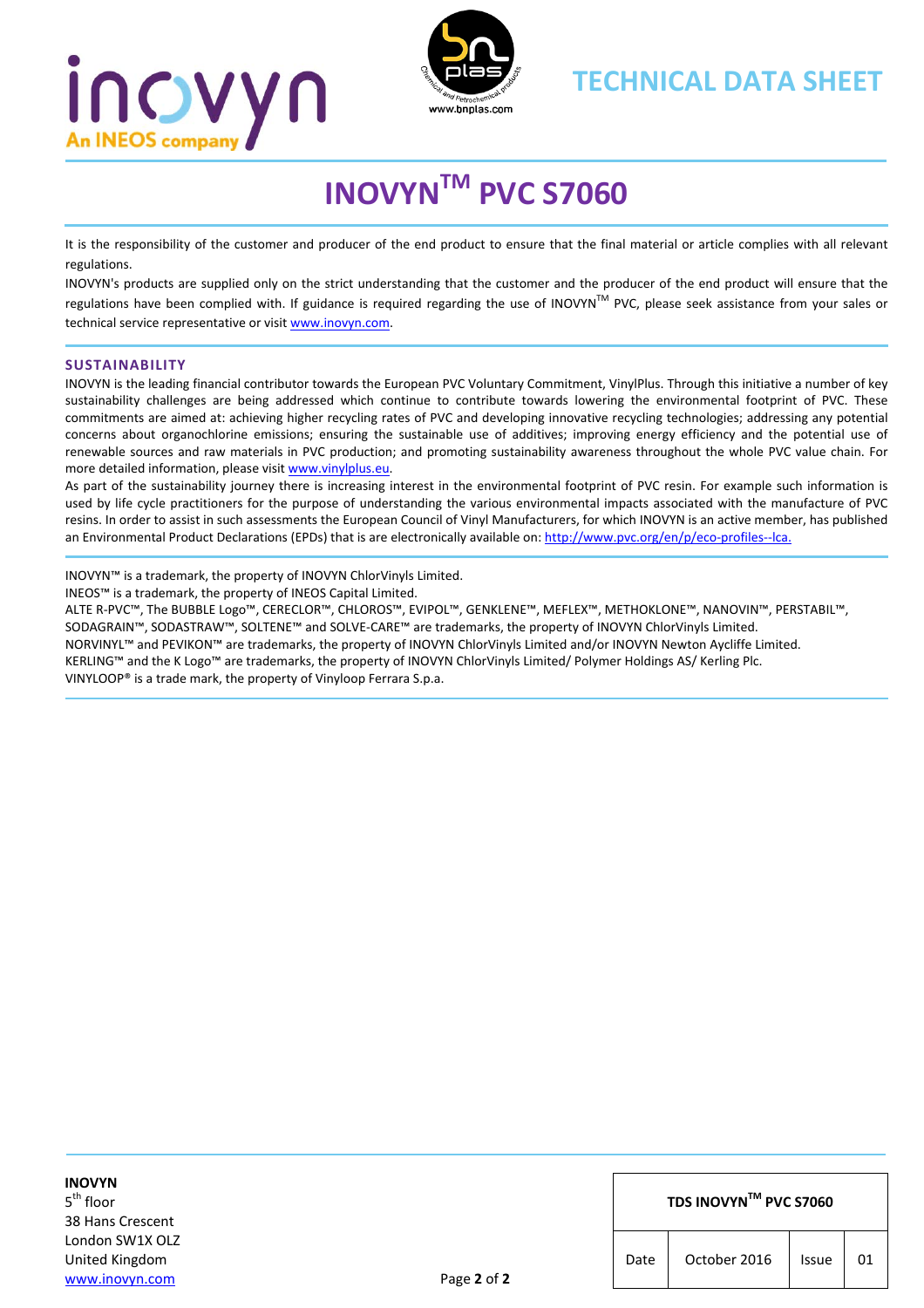# INOVYN[TM] PVC S7060

It is the responsibility of the customer and producer of the end product to ensure that the final material or article complies with all relevant regulations.

INOVYN's products are supplied only on the strict understanding that the customer and the producer of the end product will ensure that the regulations have been complied with. If guidance is required regarding the use of INOVYN[TM] PVC, please seek assistance from your sales or technical service representative or visit www.inovyn.com.

## SUSTAINABILITY

INOVYN is the leading financial contributor towards the European PVC Voluntary Commitment, VinylPlus. Through this initiative a number of key sustainability challenges are being addressed which continue to contribute towards lowering the environmental footprint of PVC. These commitments are aimed at: achieving higher recycling rates of PVC and developing innovative recycling technologies; addressing any potential concerns about organochlorine emissions; ensuring the sustainable use of additives; improving energy efficiency and the potential use of renewable sources and raw materials in PVC production; and promoting sustainability awareness throughout the whole PVC value chain. For more detailed information, please visit www.vinylplus.eu.

As part of the sustainability journey there is increasing interest in the environmental footprint of PVC resin. For example such information is used by life cycle practitioners for the purpose of understanding the various environmental impacts associated with the manufacture of PVC resins. In order to assist in such assessments the European Council of Vinyl Manufacturers, for which INOVYN is an active member, has published an Environmental Product Declarations (EPDs) that is are electronically available on: http://www.pvc.org/en/p/eco-profiles--lca.

INOVYN™ is a trademark, the property of INOVYN ChlorVinyls Limited.
INEOS™ is a trademark, the property of INEOS Capital Limited.
ALTE R-PVC™, The BUBBLE Logo™, CERECLOR™, CHLOROS™, EVIPOL™, GENKLENE™, MEFLEX™, METHOKLONE™, NANOVIN™, PERSTABIL™, SODAGRAIN™, SODASTRAW™, SOLTENE™ and SOLVE-CARE™ are trademarks, the property of INOVYN ChlorVinyls Limited.
NORVINYL™ and PEVIKON™ are trademarks, the property of INOVYN ChlorVinyls Limited and/or INOVYN Newton Aycliffe Limited.
KERLING™ and the K Logo™ are trademarks, the property of INOVYN ChlorVinyls Limited/ Polymer Holdings AS/ Kerling Plc.
VINYLOOP® is a trade mark, the property of Vinyloop Ferrara S.p.a.

**INOVYN**
5th floor
38 Hans Crescent
London SW1X OLZ
United Kingdom
www.inovyn.com

| TDS INOVYN[TM] PVC S7060 | | | |
|---|---|---|---|
| Date | October 2016 | Issue | 01 |